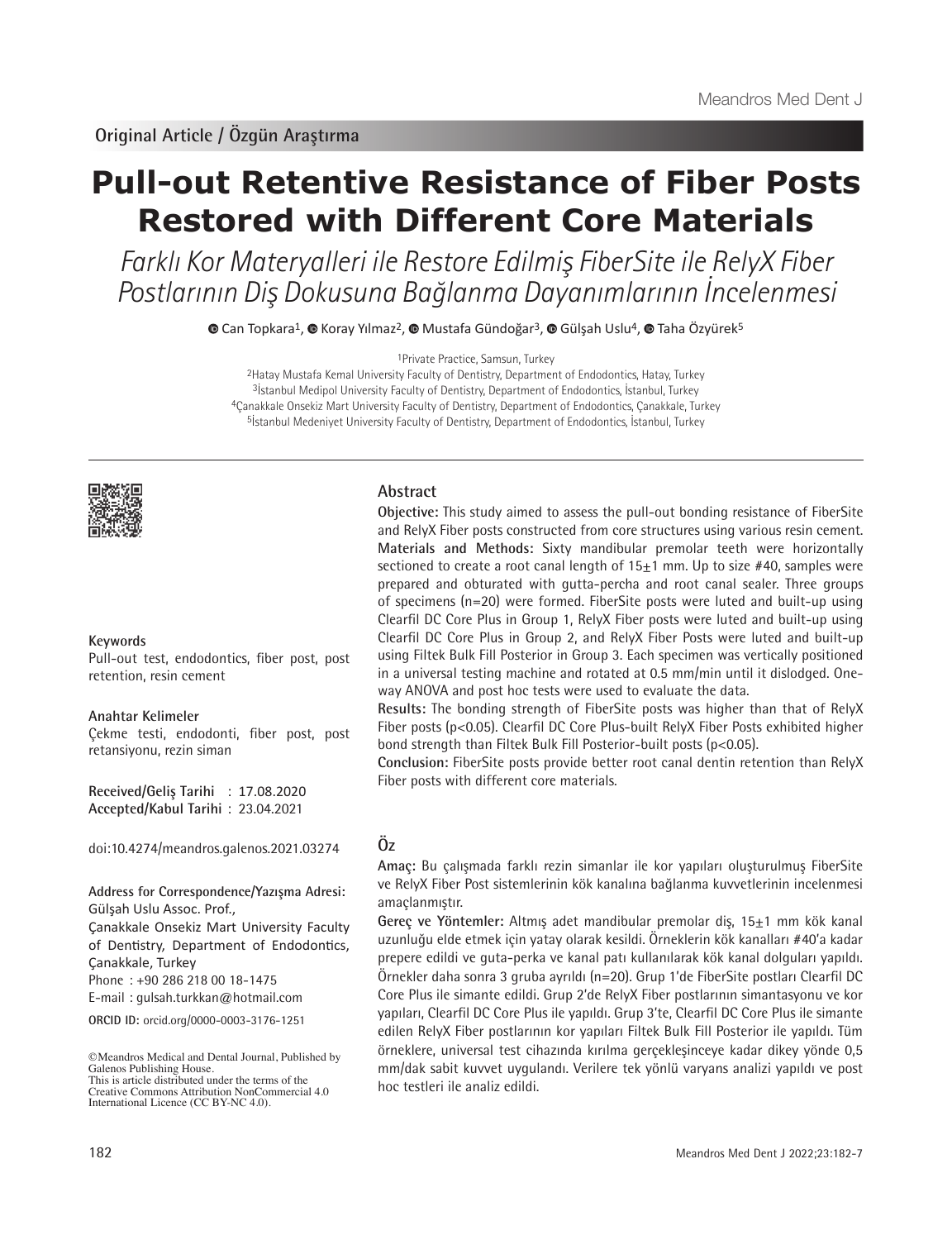Original Article / Özgün Araştırma

# Pull-out Retentive Resistance of Fiber Posts Restored with Different Core Materials

*Farklı Kor Materyalleri ile Restore Edilmiş FiberSite ile RelyX Fiber Postlarının Diş Dokusuna Bağlanma Dayanımlarının İncelenmesi*

Can Topkara[1], Koray Yılmaz[2], Mustafa Gündoğar[3], Gülşah Uslu[4], Taha Özyürek[5]

[1]Private Practice, Samsun, Turkey
[2]Hatay Mustafa Kemal University Faculty of Dentistry, Department of Endodontics, Hatay, Turkey
[3]İstanbul Medipol University Faculty of Dentistry, Department of Endodontics, İstanbul, Turkey
[4]Çanakkale Onsekiz Mart University Faculty of Dentistry, Department of Endodontics, Çanakkale, Turkey
[5]İstanbul Medeniyet University Faculty of Dentistry, Department of Endodontics, İstanbul, Turkey

## Abstract

**Objective:** This study aimed to assess the pull-out bonding resistance of FiberSite and RelyX Fiber posts constructed from core structures using various resin cement.

**Materials and Methods:** Sixty mandibular premolar teeth were horizontally sectioned to create a root canal length of 15±1 mm. Up to size #40, samples were prepared and obturated with gutta-percha and root canal sealer. Three groups of specimens (n=20) were formed. FiberSite posts were luted and built-up using Clearfil DC Core Plus in Group 1, RelyX Fiber posts were luted and built-up using Clearfil DC Core Plus in Group 2, and RelyX Fiber Posts were luted and built-up using Filtek Bulk Fill Posterior in Group 3. Each specimen was vertically positioned in a universal testing machine and rotated at 0.5 mm/min until it dislodged. One-way ANOVA and post hoc tests were used to evaluate the data.

**Results:** The bonding strength of FiberSite posts was higher than that of RelyX Fiber posts ($p<0.05$). Clearfil DC Core Plus-built RelyX Fiber Posts exhibited higher bond strength than Filtek Bulk Fill Posterior-built posts ($p<0.05$).

**Conclusion:** FiberSite posts provide better root canal dentin retention than RelyX Fiber posts with different core materials.

**Keywords**

Pull-out test, endodontics, fiber post, post retention, resin cement

## Öz

**Amaç:** Bu çalışmada farklı rezin simanlar ile kor yapıları oluşturulmuş FiberSite ve RelyX Fiber Post sistemlerinin kök kanalına bağlanma kuvvetlerinin incelenmesi amaçlanmıştır.

**Gereç ve Yöntemler:** Altmış adet mandibular premolar diş, 15±1 mm kök kanal uzunluğu elde etmek için yatay olarak kesildi. Örneklerin kök kanalları #40'a kadar prepere edildi ve guta-perka ve kanal patı kullanılarak kök kanal dolguları yapıldı. Örnekler daha sonra 3 gruba ayrıldı (n=20). Grup 1'de FiberSite postları Clearfil DC Core Plus ile simante edildi. Grup 2'de RelyX Fiber postlarının simantasyonu ve kor yapıları, Clearfil DC Core Plus ile yapıldı. Grup 3'te, Clearfil DC Core Plus ile simante edilen RelyX Fiber postlarının kor yapıları Filtek Bulk Fill Posterior ile yapıldı. Tüm örneklere, universal test cihazında kırılma gerçekleşinceye kadar dikey yönde 0,5 mm/dak sabit kuvvet uygulandı. Verilere tek yönlü varyans analizi yapıldı ve post hoc testleri ile analiz edildi.

**Anahtar Kelimeler**

Çekme testi, endodonti, fiber post, post retansiyonu, rezin siman

**Received/Geliş Tarihi** : 17.08.2020
**Accepted/Kabul Tarihi** : 23.04.2021

doi:10.4274/meandros.galenos.2021.03274

**Address for Correspondence/Yazışma Adresi:**
Gülşah Uslu Assoc. Prof.,
Çanakkale Onsekiz Mart University Faculty of Dentistry, Department of Endodontics, Çanakkale, Turkey
Phone : +90 286 218 00 18-1475
E-mail : gulsah.turkkan@hotmail.com

**ORCID ID:** orcid.org/0000-0003-3176-1251

©Meandros Medical and Dental Journal, Published by Galenos Publishing House.
This is article distributed under the terms of the Creative Commons Attribution NonCommercial 4.0 International Licence (CC BY-NC 4.0).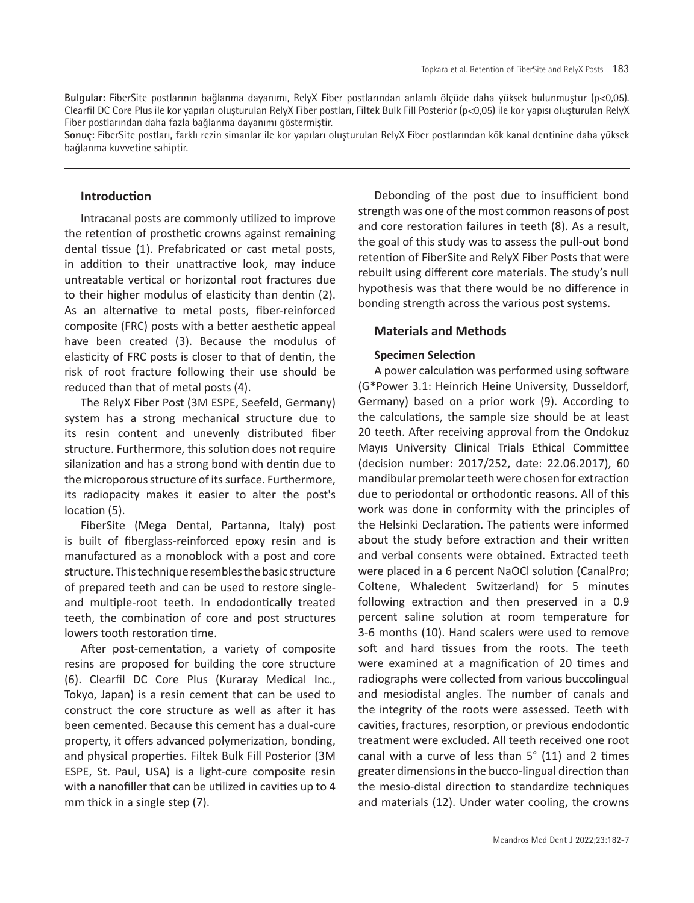**Bulgular:** FiberSite postlarının bağlanma dayanımı, RelyX Fiber postlarından anlamlı ölçüde daha yüksek bulunmuştur (p<0,05). Clearfil DC Core Plus ile kor yapıları oluşturulan RelyX Fiber postları, Filtek Bulk Fill Posterior (p<0,05) ile kor yapısı oluşturulan RelyX Fiber postlarından daha fazla bağlanma dayanımı göstermiştir.

**Sonuç:** FiberSite postları, farklı rezin simanlar ile kor yapıları oluşturulan RelyX Fiber postlarından kök kanal dentinine daha yüksek bağlanma kuvvetine sahiptir.

## Introduction

Intracanal posts are commonly utilized to improve the retention of prosthetic crowns against remaining dental tissue (1). Prefabricated or cast metal posts, in addition to their unattractive look, may induce untreatable vertical or horizontal root fractures due to their higher modulus of elasticity than dentin (2). As an alternative to metal posts, fiber-reinforced composite (FRC) posts with a better aesthetic appeal have been created (3). Because the modulus of elasticity of FRC posts is closer to that of dentin, the risk of root fracture following their use should be reduced than that of metal posts (4).

The RelyX Fiber Post (3M ESPE, Seefeld, Germany) system has a strong mechanical structure due to its resin content and unevenly distributed fiber structure. Furthermore, this solution does not require silanization and has a strong bond with dentin due to the microporous structure of its surface. Furthermore, its radiopacity makes it easier to alter the post's location (5).

FiberSite (Mega Dental, Partanna, Italy) post is built of fiberglass-reinforced epoxy resin and is manufactured as a monoblock with a post and core structure. This technique resembles the basic structure of prepared teeth and can be used to restore single- and multiple-root teeth. In endodontically treated teeth, the combination of core and post structures lowers tooth restoration time.

After post-cementation, a variety of composite resins are proposed for building the core structure (6). Clearfil DC Core Plus (Kuraray Medical Inc., Tokyo, Japan) is a resin cement that can be used to construct the core structure as well as after it has been cemented. Because this cement has a dual-cure property, it offers advanced polymerization, bonding, and physical properties. Filtek Bulk Fill Posterior (3M ESPE, St. Paul, USA) is a light-cure composite resin with a nanofiller that can be utilized in cavities up to 4 mm thick in a single step (7).

Debonding of the post due to insufficient bond strength was one of the most common reasons of post and core restoration failures in teeth (8). As a result, the goal of this study was to assess the pull-out bond retention of FiberSite and RelyX Fiber Posts that were rebuilt using different core materials. The study's null hypothesis was that there would be no difference in bonding strength across the various post systems.

## Materials and Methods

### Specimen Selection

A power calculation was performed using software (G*Power 3.1: Heinrich Heine University, Dusseldorf, Germany) based on a prior work (9). According to the calculations, the sample size should be at least 20 teeth. After receiving approval from the Ondokuz Mayıs University Clinical Trials Ethical Committee (decision number: 2017/252, date: 22.06.2017), 60 mandibular premolar teeth were chosen for extraction due to periodontal or orthodontic reasons. All of this work was done in conformity with the principles of the Helsinki Declaration. The patients were informed about the study before extraction and their written and verbal consents were obtained. Extracted teeth were placed in a 6 percent NaOCl solution (CanalPro; Coltene, Whaledent Switzerland) for 5 minutes following extraction and then preserved in a 0.9 percent saline solution at room temperature for 3-6 months (10). Hand scalers were used to remove soft and hard tissues from the roots. The teeth were examined at a magnification of 20 times and radiographs were collected from various buccolingual and mesiodistal angles. The number of canals and the integrity of the roots were assessed. Teeth with cavities, fractures, resorption, or previous endodontic treatment were excluded. All teeth received one root canal with a curve of less than 5° (11) and 2 times greater dimensions in the bucco-lingual direction than the mesio-distal direction to standardize techniques and materials (12). Under water cooling, the crowns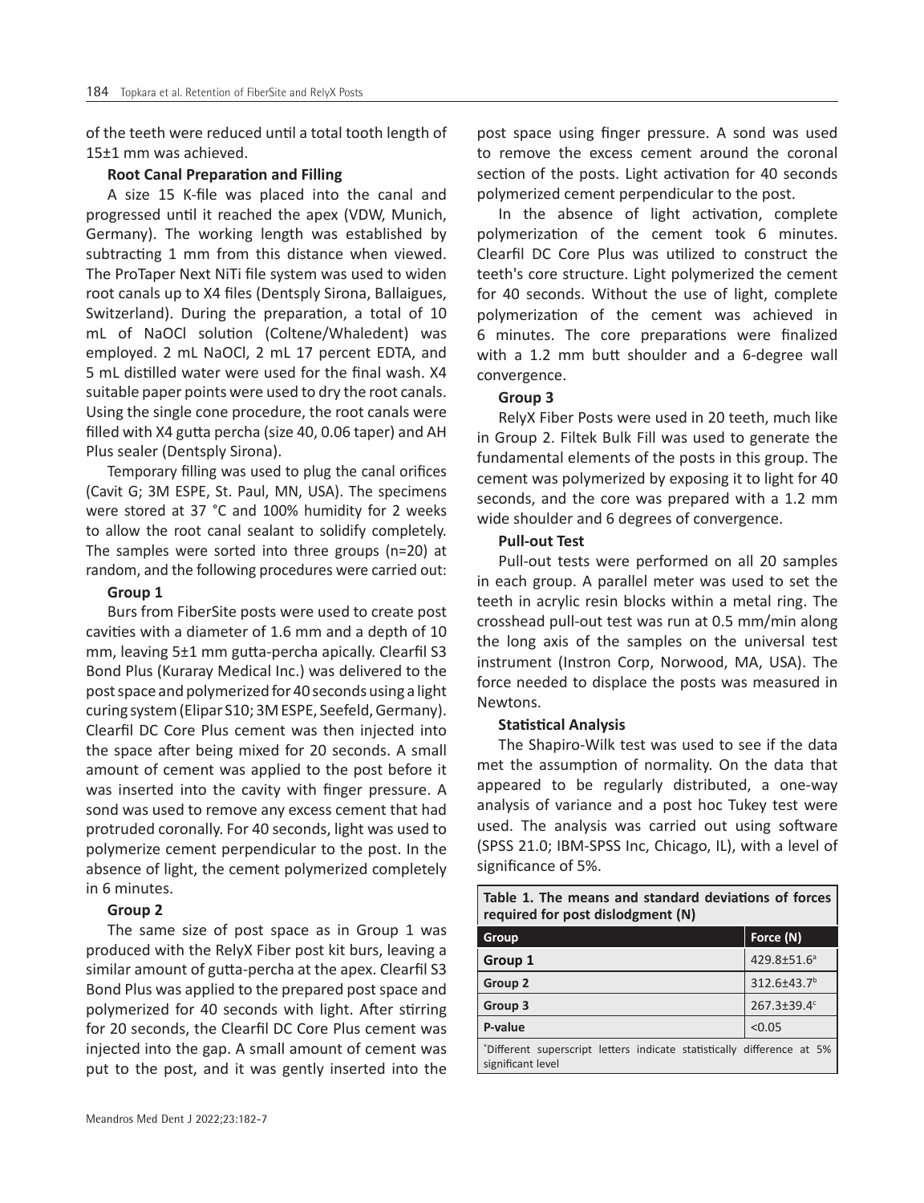of the teeth were reduced until a total tooth length of 15±1 mm was achieved.

**Root Canal Preparation and Filling**

A size 15 K-file was placed into the canal and progressed until it reached the apex (VDW, Munich, Germany). The working length was established by subtracting 1 mm from this distance when viewed. The ProTaper Next NiTi file system was used to widen root canals up to X4 files (Dentsply Sirona, Ballaigues, Switzerland). During the preparation, a total of 10 mL of NaOCl solution (Coltene/Whaledent) was employed. 2 mL NaOCl, 2 mL 17 percent EDTA, and 5 mL distilled water were used for the final wash. X4 suitable paper points were used to dry the root canals. Using the single cone procedure, the root canals were filled with X4 gutta percha (size 40, 0.06 taper) and AH Plus sealer (Dentsply Sirona).

Temporary filling was used to plug the canal orifices (Cavit G; 3M ESPE, St. Paul, MN, USA). The specimens were stored at 37 °C and 100% humidity for 2 weeks to allow the root canal sealant to solidify completely. The samples were sorted into three groups (n=20) at random, and the following procedures were carried out:

**Group 1**

Burs from FiberSite posts were used to create post cavities with a diameter of 1.6 mm and a depth of 10 mm, leaving 5±1 mm gutta-percha apically. Clearfil S3 Bond Plus (Kuraray Medical Inc.) was delivered to the post space and polymerized for 40 seconds using a light curing system (Elipar S10; 3M ESPE, Seefeld, Germany). Clearfil DC Core Plus cement was then injected into the space after being mixed for 20 seconds. A small amount of cement was applied to the post before it was inserted into the cavity with finger pressure. A sond was used to remove any excess cement that had protruded coronally. For 40 seconds, light was used to polymerize cement perpendicular to the post. In the absence of light, the cement polymerized completely in 6 minutes.

**Group 2**

The same size of post space as in Group 1 was produced with the RelyX Fiber post kit burs, leaving a similar amount of gutta-percha at the apex. Clearfil S3 Bond Plus was applied to the prepared post space and polymerized for 40 seconds with light. After stirring for 20 seconds, the Clearfil DC Core Plus cement was injected into the gap. A small amount of cement was put to the post, and it was gently inserted into the post space using finger pressure. A sond was used to remove the excess cement around the coronal section of the posts. Light activation for 40 seconds polymerized cement perpendicular to the post.

In the absence of light activation, complete polymerization of the cement took 6 minutes. Clearfil DC Core Plus was utilized to construct the teeth's core structure. Light polymerized the cement for 40 seconds. Without the use of light, complete polymerization of the cement was achieved in 6 minutes. The core preparations were finalized with a 1.2 mm butt shoulder and a 6-degree wall convergence.

**Group 3**

RelyX Fiber Posts were used in 20 teeth, much like in Group 2. Filtek Bulk Fill was used to generate the fundamental elements of the posts in this group. The cement was polymerized by exposing it to light for 40 seconds, and the core was prepared with a 1.2 mm wide shoulder and 6 degrees of convergence.

**Pull-out Test**

Pull-out tests were performed on all 20 samples in each group. A parallel meter was used to set the teeth in acrylic resin blocks within a metal ring. The crosshead pull-out test was run at 0.5 mm/min along the long axis of the samples on the universal test instrument (Instron Corp, Norwood, MA, USA). The force needed to displace the posts was measured in Newtons.

**Statistical Analysis**

The Shapiro-Wilk test was used to see if the data met the assumption of normality. On the data that appeared to be regularly distributed, a one-way analysis of variance and a post hoc Tukey test were used. The analysis was carried out using software (SPSS 21.0; IBM-SPSS Inc, Chicago, IL), with a level of significance of 5%.

**Table 1. The means and standard deviations of forces required for post dislodgment (N)**

| Group | Force (N) |
|---|---|
| Group 1 | 429.8±51.6[a] |
| Group 2 | 312.6±43.7[b] |
| Group 3 | 267.3±39.4[c] |
| P-value | <0.05 |

[*]Different superscript letters indicate statistically difference at 5% significant level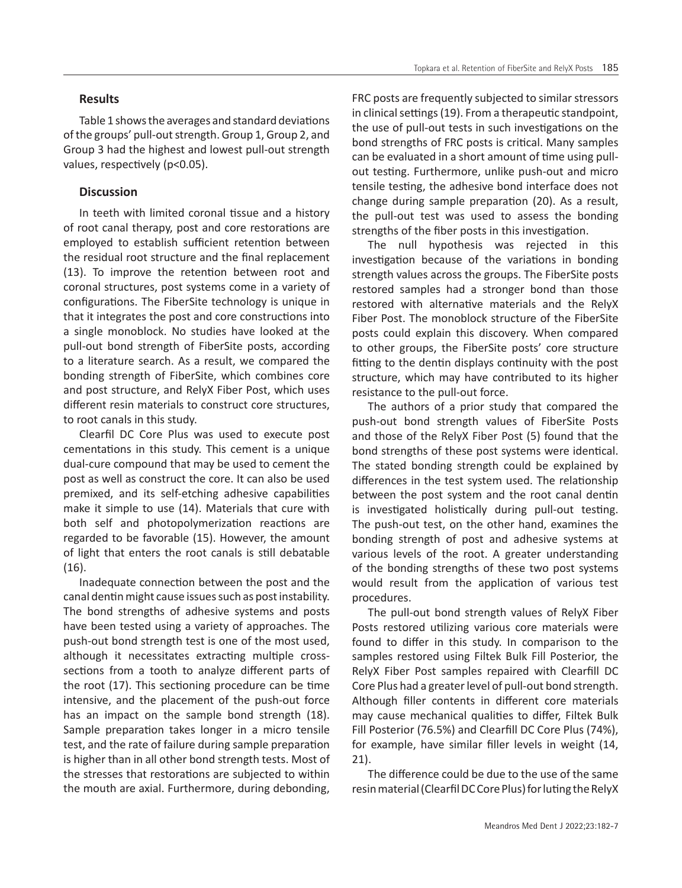## Results

Table 1 shows the averages and standard deviations of the groups' pull-out strength. Group 1, Group 2, and Group 3 had the highest and lowest pull-out strength values, respectively ($p<0.05$).

## Discussion

In teeth with limited coronal tissue and a history of root canal therapy, post and core restorations are employed to establish sufficient retention between the residual root structure and the final replacement (13). To improve the retention between root and coronal structures, post systems come in a variety of configurations. The FiberSite technology is unique in that it integrates the post and core constructions into a single monoblock. No studies have looked at the pull-out bond strength of FiberSite posts, according to a literature search. As a result, we compared the bonding strength of FiberSite, which combines core and post structure, and RelyX Fiber Post, which uses different resin materials to construct core structures, to root canals in this study.

Clearfil DC Core Plus was used to execute post cementations in this study. This cement is a unique dual-cure compound that may be used to cement the post as well as construct the core. It can also be used premixed, and its self-etching adhesive capabilities make it simple to use (14). Materials that cure with both self and photopolymerization reactions are regarded to be favorable (15). However, the amount of light that enters the root canals is still debatable (16).

Inadequate connection between the post and the canal dentin might cause issues such as post instability. The bond strengths of adhesive systems and posts have been tested using a variety of approaches. The push-out bond strength test is one of the most used, although it necessitates extracting multiple cross-sections from a tooth to analyze different parts of the root (17). This sectioning procedure can be time intensive, and the placement of the push-out force has an impact on the sample bond strength (18). Sample preparation takes longer in a micro tensile test, and the rate of failure during sample preparation is higher than in all other bond strength tests. Most of the stresses that restorations are subjected to within the mouth are axial. Furthermore, during debonding, FRC posts are frequently subjected to similar stressors in clinical settings (19). From a therapeutic standpoint, the use of pull-out tests in such investigations on the bond strengths of FRC posts is critical. Many samples can be evaluated in a short amount of time using pull-out testing. Furthermore, unlike push-out and micro tensile testing, the adhesive bond interface does not change during sample preparation (20). As a result, the pull-out test was used to assess the bonding strengths of the fiber posts in this investigation.

The null hypothesis was rejected in this investigation because of the variations in bonding strength values across the groups. The FiberSite posts restored samples had a stronger bond than those restored with alternative materials and the RelyX Fiber Post. The monoblock structure of the FiberSite posts could explain this discovery. When compared to other groups, the FiberSite posts' core structure fitting to the dentin displays continuity with the post structure, which may have contributed to its higher resistance to the pull-out force.

The authors of a prior study that compared the push-out bond strength values of FiberSite Posts and those of the RelyX Fiber Post (5) found that the bond strengths of these post systems were identical. The stated bonding strength could be explained by differences in the test system used. The relationship between the post system and the root canal dentin is investigated holistically during pull-out testing. The push-out test, on the other hand, examines the bonding strength of post and adhesive systems at various levels of the root. A greater understanding of the bonding strengths of these two post systems would result from the application of various test procedures.

The pull-out bond strength values of RelyX Fiber Posts restored utilizing various core materials were found to differ in this study. In comparison to the samples restored using Filtek Bulk Fill Posterior, the RelyX Fiber Post samples repaired with Clearfill DC Core Plus had a greater level of pull-out bond strength. Although filler contents in different core materials may cause mechanical qualities to differ, Filtek Bulk Fill Posterior (76.5%) and Clearfill DC Core Plus (74%), for example, have similar filler levels in weight (14, 21).

The difference could be due to the use of the same resin material (Clearfil DC Core Plus) for luting the RelyX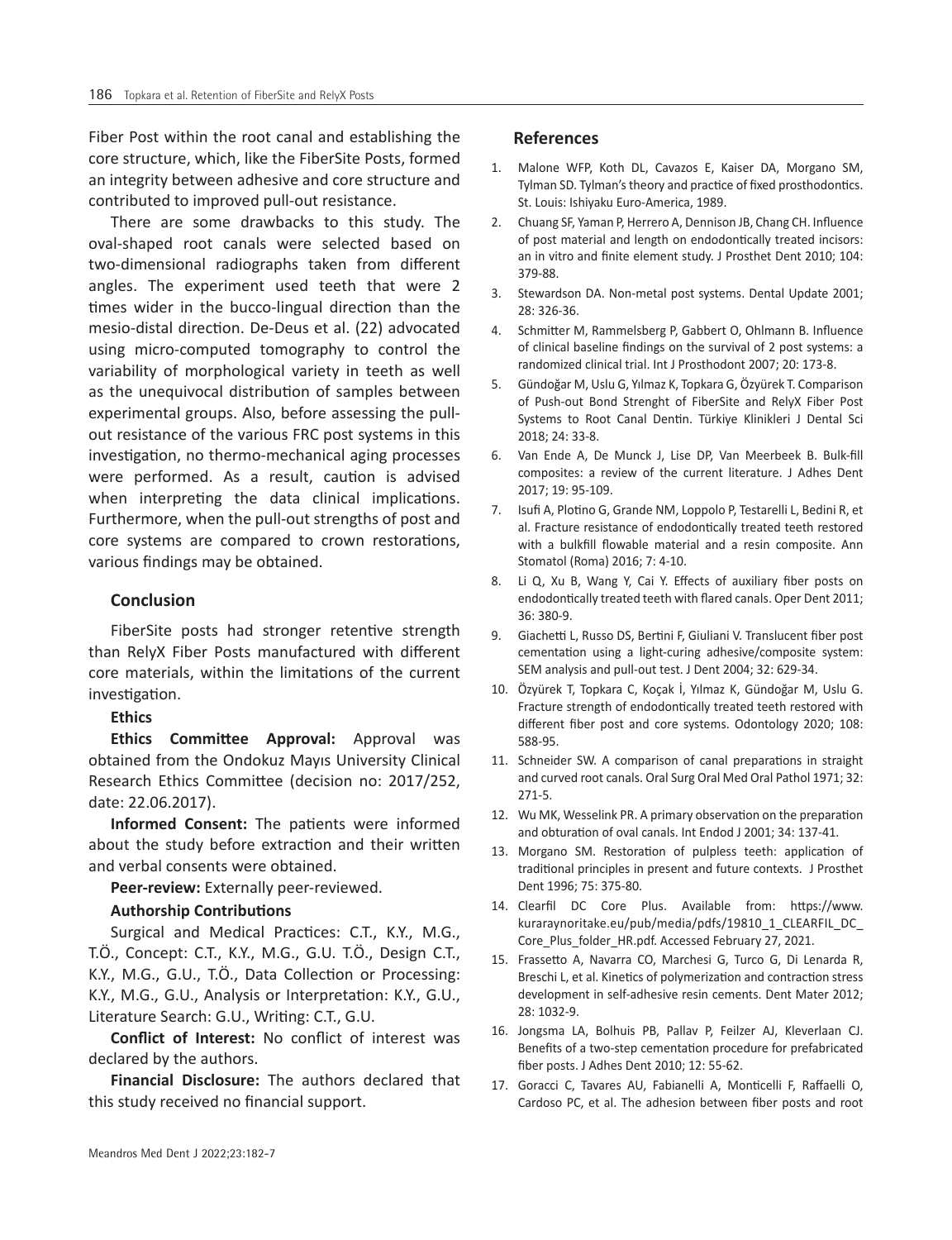Fiber Post within the root canal and establishing the core structure, which, like the FiberSite Posts, formed an integrity between adhesive and core structure and contributed to improved pull-out resistance.

There are some drawbacks to this study. The oval-shaped root canals were selected based on two-dimensional radiographs taken from different angles. The experiment used teeth that were 2 times wider in the bucco-lingual direction than the mesio-distal direction. De-Deus et al. (22) advocated using micro-computed tomography to control the variability of morphological variety in teeth as well as the unequivocal distribution of samples between experimental groups. Also, before assessing the pull-out resistance of the various FRC post systems in this investigation, no thermo-mechanical aging processes were performed. As a result, caution is advised when interpreting the data clinical implications. Furthermore, when the pull-out strengths of post and core systems are compared to crown restorations, various findings may be obtained.

## Conclusion

FiberSite posts had stronger retentive strength than RelyX Fiber Posts manufactured with different core materials, within the limitations of the current investigation.

**Ethics**

**Ethics Committee Approval:** Approval was obtained from the Ondokuz Mayıs University Clinical Research Ethics Committee (decision no: 2017/252, date: 22.06.2017).

**Informed Consent:** The patients were informed about the study before extraction and their written and verbal consents were obtained.

**Peer-review:** Externally peer-reviewed.

**Authorship Contributions**

Surgical and Medical Practices: C.T., K.Y., M.G., T.Ö., Concept: C.T., K.Y., M.G., G.U. T.Ö., Design C.T., K.Y., M.G., G.U., T.Ö., Data Collection or Processing: K.Y., M.G., G.U., Analysis or Interpretation: K.Y., G.U., Literature Search: G.U., Writing: C.T., G.U.

**Conflict of Interest:** No conflict of interest was declared by the authors.

**Financial Disclosure:** The authors declared that this study received no financial support.

## References

1. Malone WFP, Koth DL, Cavazos E, Kaiser DA, Morgano SM, Tylman SD. Tylman's theory and practice of fixed prosthodontics. St. Louis: Ishiyaku Euro-America, 1989.
2. Chuang SF, Yaman P, Herrero A, Dennison JB, Chang CH. Influence of post material and length on endodontically treated incisors: an in vitro and finite element study. J Prosthet Dent 2010; 104: 379-88.
3. Stewardson DA. Non-metal post systems. Dental Update 2001; 28: 326-36.
4. Schmitter M, Rammelsberg P, Gabbert O, Ohlmann B. Influence of clinical baseline findings on the survival of 2 post systems: a randomized clinical trial. Int J Prosthodont 2007; 20: 173-8.
5. Gündoğar M, Uslu G, Yılmaz K, Topkara G, Özyürek T. Comparison of Push-out Bond Strenght of FiberSite and RelyX Fiber Post Systems to Root Canal Dentin. Türkiye Klinikleri J Dental Sci 2018; 24: 33-8.
6. Van Ende A, De Munck J, Lise DP, Van Meerbeek B. Bulk-fill composites: a review of the current literature. J Adhes Dent 2017; 19: 95-109.
7. Isufi A, Plotino G, Grande NM, Loppolo P, Testarelli L, Bedini R, et al. Fracture resistance of endodontically treated teeth restored with a bulkfill flowable material and a resin composite. Ann Stomatol (Roma) 2016; 7: 4-10.
8. Li Q, Xu B, Wang Y, Cai Y. Effects of auxiliary fiber posts on endodontically treated teeth with flared canals. Oper Dent 2011; 36: 380-9.
9. Giachetti L, Russo DS, Bertini F, Giuliani V. Translucent fiber post cementation using a light-curing adhesive/composite system: SEM analysis and pull-out test. J Dent 2004; 32: 629-34.
10. Özyürek T, Topkara C, Koçak İ, Yılmaz K, Gündoğar M, Uslu G. Fracture strength of endodontically treated teeth restored with different fiber post and core systems. Odontology 2020; 108: 588-95.
11. Schneider SW. A comparison of canal preparations in straight and curved root canals. Oral Surg Oral Med Oral Pathol 1971; 32: 271-5.
12. Wu MK, Wesselink PR. A primary observation on the preparation and obturation of oval canals. Int Endod J 2001; 34: 137-41.
13. Morgano SM. Restoration of pulpless teeth: application of traditional principles in present and future contexts. J Prosthet Dent 1996; 75: 375-80.
14. Clearfil DC Core Plus. Available from: https://www.kuraraynoritake.eu/pub/media/pdfs/19810_1_CLEARFIL_DC_Core_Plus_folder_HR.pdf. Accessed February 27, 2021.
15. Frassetto A, Navarra CO, Marchesi G, Turco G, Di Lenarda R, Breschi L, et al. Kinetics of polymerization and contraction stress development in self-adhesive resin cements. Dent Mater 2012; 28: 1032-9.
16. Jongsma LA, Bolhuis PB, Pallav P, Feilzer AJ, Kleverlaan CJ. Benefits of a two-step cementation procedure for prefabricated fiber posts. J Adhes Dent 2010; 12: 55-62.
17. Goracci C, Tavares AU, Fabianelli A, Monticelli F, Raffaelli O, Cardoso PC, et al. The adhesion between fiber posts and root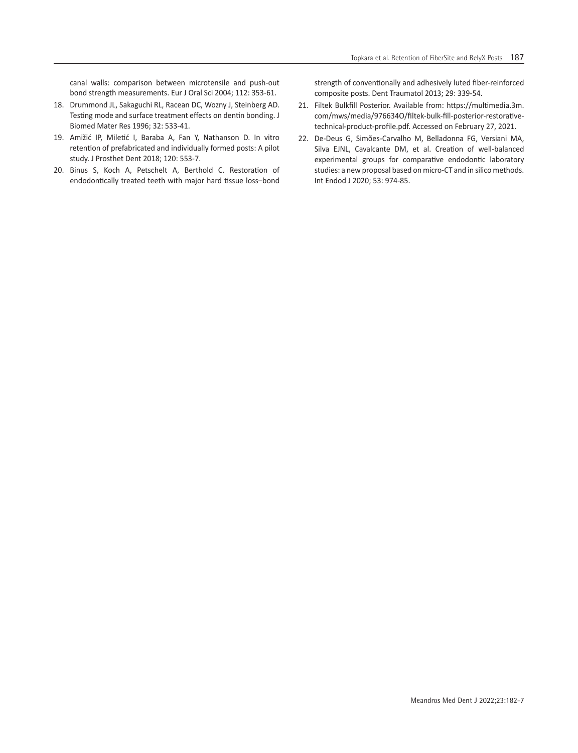canal walls: comparison between microtensile and push-out bond strength measurements. Eur J Oral Sci 2004; 112: 353-61.

18. Drummond JL, Sakaguchi RL, Racean DC, Wozny J, Steinberg AD. Testing mode and surface treatment effects on dentin bonding. J Biomed Mater Res 1996; 32: 533-41.
19. Amižić IP, Miletić I, Baraba A, Fan Y, Nathanson D. In vitro retention of prefabricated and individually formed posts: A pilot study. J Prosthet Dent 2018; 120: 553-7.
20. Binus S, Koch A, Petschelt A, Berthold C. Restoration of endodontically treated teeth with major hard tissue loss–bond strength of conventionally and adhesively luted fiber-reinforced composite posts. Dent Traumatol 2013; 29: 339-54.
21. Filtek Bulkfill Posterior. Available from: https://multimedia.3m.com/mws/media/976634O/filtek-bulk-fill-posterior-restorative-technical-product-profile.pdf. Accessed on February 27, 2021.
22. De-Deus G, Simões-Carvalho M, Belladonna FG, Versiani MA, Silva EJNL, Cavalcante DM, et al. Creation of well-balanced experimental groups for comparative endodontic laboratory studies: a new proposal based on micro-CT and in silico methods. Int Endod J 2020; 53: 974-85.